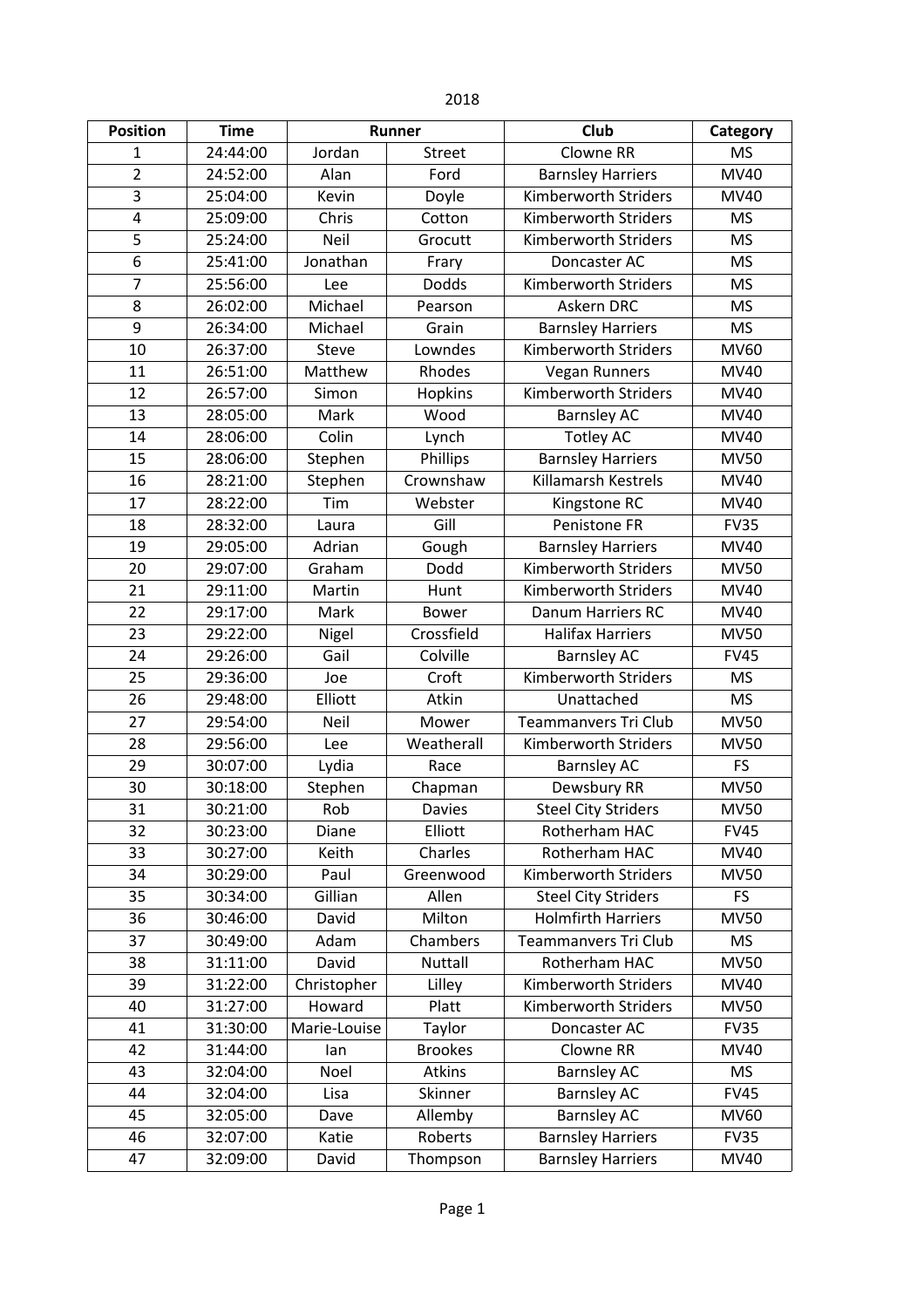2018

| Position | Time | Runner | | Club | Category |
|---|---|---|---|---|---|
| 1 | 24:44:00 | Jordan | Street | Clowne RR | MS |
| 2 | 24:52:00 | Alan | Ford | Barnsley Harriers | MV40 |
| 3 | 25:04:00 | Kevin | Doyle | Kimberworth Striders | MV40 |
| 4 | 25:09:00 | Chris | Cotton | Kimberworth Striders | MS |
| 5 | 25:24:00 | Neil | Grocutt | Kimberworth Striders | MS |
| 6 | 25:41:00 | Jonathan | Frary | Doncaster AC | MS |
| 7 | 25:56:00 | Lee | Dodds | Kimberworth Striders | MS |
| 8 | 26:02:00 | Michael | Pearson | Askern DRC | MS |
| 9 | 26:34:00 | Michael | Grain | Barnsley Harriers | MS |
| 10 | 26:37:00 | Steve | Lowndes | Kimberworth Striders | MV60 |
| 11 | 26:51:00 | Matthew | Rhodes | Vegan Runners | MV40 |
| 12 | 26:57:00 | Simon | Hopkins | Kimberworth Striders | MV40 |
| 13 | 28:05:00 | Mark | Wood | Barnsley AC | MV40 |
| 14 | 28:06:00 | Colin | Lynch | Totley AC | MV40 |
| 15 | 28:06:00 | Stephen | Phillips | Barnsley Harriers | MV50 |
| 16 | 28:21:00 | Stephen | Crownshaw | Killamarsh Kestrels | MV40 |
| 17 | 28:22:00 | Tim | Webster | Kingstone RC | MV40 |
| 18 | 28:32:00 | Laura | Gill | Penistone FR | FV35 |
| 19 | 29:05:00 | Adrian | Gough | Barnsley Harriers | MV40 |
| 20 | 29:07:00 | Graham | Dodd | Kimberworth Striders | MV50 |
| 21 | 29:11:00 | Martin | Hunt | Kimberworth Striders | MV40 |
| 22 | 29:17:00 | Mark | Bower | Danum Harriers RC | MV40 |
| 23 | 29:22:00 | Nigel | Crossfield | Halifax Harriers | MV50 |
| 24 | 29:26:00 | Gail | Colville | Barnsley AC | FV45 |
| 25 | 29:36:00 | Joe | Croft | Kimberworth Striders | MS |
| 26 | 29:48:00 | Elliott | Atkin | Unattached | MS |
| 27 | 29:54:00 | Neil | Mower | Teammanvers Tri Club | MV50 |
| 28 | 29:56:00 | Lee | Weatherall | Kimberworth Striders | MV50 |
| 29 | 30:07:00 | Lydia | Race | Barnsley AC | FS |
| 30 | 30:18:00 | Stephen | Chapman | Dewsbury RR | MV50 |
| 31 | 30:21:00 | Rob | Davies | Steel City Striders | MV50 |
| 32 | 30:23:00 | Diane | Elliott | Rotherham HAC | FV45 |
| 33 | 30:27:00 | Keith | Charles | Rotherham HAC | MV40 |
| 34 | 30:29:00 | Paul | Greenwood | Kimberworth Striders | MV50 |
| 35 | 30:34:00 | Gillian | Allen | Steel City Striders | FS |
| 36 | 30:46:00 | David | Milton | Holmfirth Harriers | MV50 |
| 37 | 30:49:00 | Adam | Chambers | Teammanvers Tri Club | MS |
| 38 | 31:11:00 | David | Nuttall | Rotherham HAC | MV50 |
| 39 | 31:22:00 | Christopher | Lilley | Kimberworth Striders | MV40 |
| 40 | 31:27:00 | Howard | Platt | Kimberworth Striders | MV50 |
| 41 | 31:30:00 | Marie-Louise | Taylor | Doncaster AC | FV35 |
| 42 | 31:44:00 | Ian | Brookes | Clowne RR | MV40 |
| 43 | 32:04:00 | Noel | Atkins | Barnsley AC | MS |
| 44 | 32:04:00 | Lisa | Skinner | Barnsley AC | FV45 |
| 45 | 32:05:00 | Dave | Allemby | Barnsley AC | MV60 |
| 46 | 32:07:00 | Katie | Roberts | Barnsley Harriers | FV35 |
| 47 | 32:09:00 | David | Thompson | Barnsley Harriers | MV40 |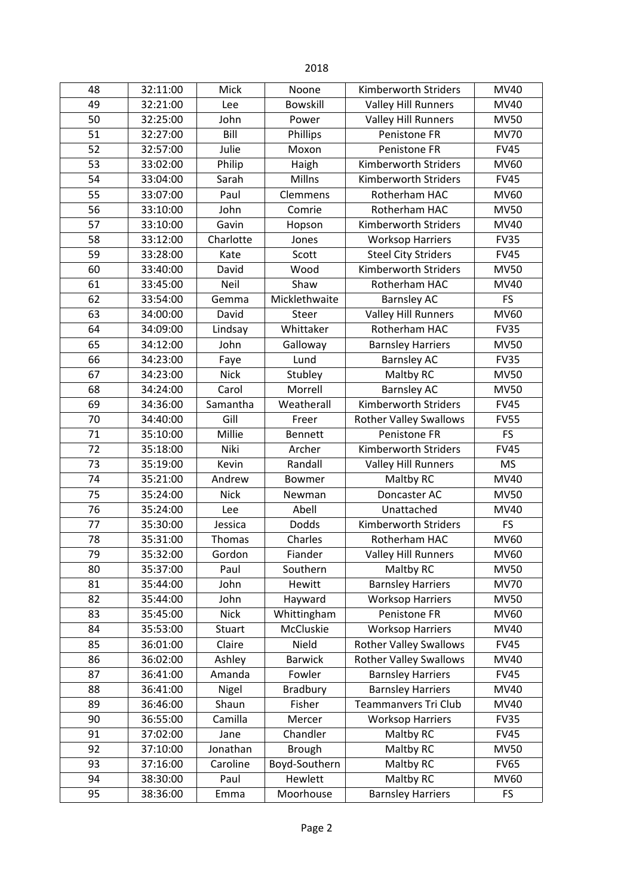2018

| 48 | 32:11:00 | Mick | Noone | Kimberworth Striders | MV40 |
|---|---|---|---|---|---|
| 49 | 32:21:00 | Lee | Bowskill | Valley Hill Runners | MV40 |
| 50 | 32:25:00 | John | Power | Valley Hill Runners | MV50 |
| 51 | 32:27:00 | Bill | Phillips | Penistone FR | MV70 |
| 52 | 32:57:00 | Julie | Moxon | Penistone FR | FV45 |
| 53 | 33:02:00 | Philip | Haigh | Kimberworth Striders | MV60 |
| 54 | 33:04:00 | Sarah | Millns | Kimberworth Striders | FV45 |
| 55 | 33:07:00 | Paul | Clemmens | Rotherham HAC | MV60 |
| 56 | 33:10:00 | John | Comrie | Rotherham HAC | MV50 |
| 57 | 33:10:00 | Gavin | Hopson | Kimberworth Striders | MV40 |
| 58 | 33:12:00 | Charlotte | Jones | Worksop Harriers | FV35 |
| 59 | 33:28:00 | Kate | Scott | Steel City Striders | FV45 |
| 60 | 33:40:00 | David | Wood | Kimberworth Striders | MV50 |
| 61 | 33:45:00 | Neil | Shaw | Rotherham HAC | MV40 |
| 62 | 33:54:00 | Gemma | Micklethwaite | Barnsley AC | FS |
| 63 | 34:00:00 | David | Steer | Valley Hill Runners | MV60 |
| 64 | 34:09:00 | Lindsay | Whittaker | Rotherham HAC | FV35 |
| 65 | 34:12:00 | John | Galloway | Barnsley Harriers | MV50 |
| 66 | 34:23:00 | Faye | Lund | Barnsley AC | FV35 |
| 67 | 34:23:00 | Nick | Stubley | Maltby RC | MV50 |
| 68 | 34:24:00 | Carol | Morrell | Barnsley AC | MV50 |
| 69 | 34:36:00 | Samantha | Weatherall | Kimberworth Striders | FV45 |
| 70 | 34:40:00 | Gill | Freer | Rother Valley Swallows | FV55 |
| 71 | 35:10:00 | Millie | Bennett | Penistone FR | FS |
| 72 | 35:18:00 | Niki | Archer | Kimberworth Striders | FV45 |
| 73 | 35:19:00 | Kevin | Randall | Valley Hill Runners | MS |
| 74 | 35:21:00 | Andrew | Bowmer | Maltby RC | MV40 |
| 75 | 35:24:00 | Nick | Newman | Doncaster AC | MV50 |
| 76 | 35:24:00 | Lee | Abell | Unattached | MV40 |
| 77 | 35:30:00 | Jessica | Dodds | Kimberworth Striders | FS |
| 78 | 35:31:00 | Thomas | Charles | Rotherham HAC | MV60 |
| 79 | 35:32:00 | Gordon | Fiander | Valley Hill Runners | MV60 |
| 80 | 35:37:00 | Paul | Southern | Maltby RC | MV50 |
| 81 | 35:44:00 | John | Hewitt | Barnsley Harriers | MV70 |
| 82 | 35:44:00 | John | Hayward | Worksop Harriers | MV50 |
| 83 | 35:45:00 | Nick | Whittingham | Penistone FR | MV60 |
| 84 | 35:53:00 | Stuart | McCluskie | Worksop Harriers | MV40 |
| 85 | 36:01:00 | Claire | Nield | Rother Valley Swallows | FV45 |
| 86 | 36:02:00 | Ashley | Barwick | Rother Valley Swallows | MV40 |
| 87 | 36:41:00 | Amanda | Fowler | Barnsley Harriers | FV45 |
| 88 | 36:41:00 | Nigel | Bradbury | Barnsley Harriers | MV40 |
| 89 | 36:46:00 | Shaun | Fisher | Teammanvers Tri Club | MV40 |
| 90 | 36:55:00 | Camilla | Mercer | Worksop Harriers | FV35 |
| 91 | 37:02:00 | Jane | Chandler | Maltby RC | FV45 |
| 92 | 37:10:00 | Jonathan | Brough | Maltby RC | MV50 |
| 93 | 37:16:00 | Caroline | Boyd-Southern | Maltby RC | FV65 |
| 94 | 38:30:00 | Paul | Hewlett | Maltby RC | MV60 |
| 95 | 38:36:00 | Emma | Moorhouse | Barnsley Harriers | FS |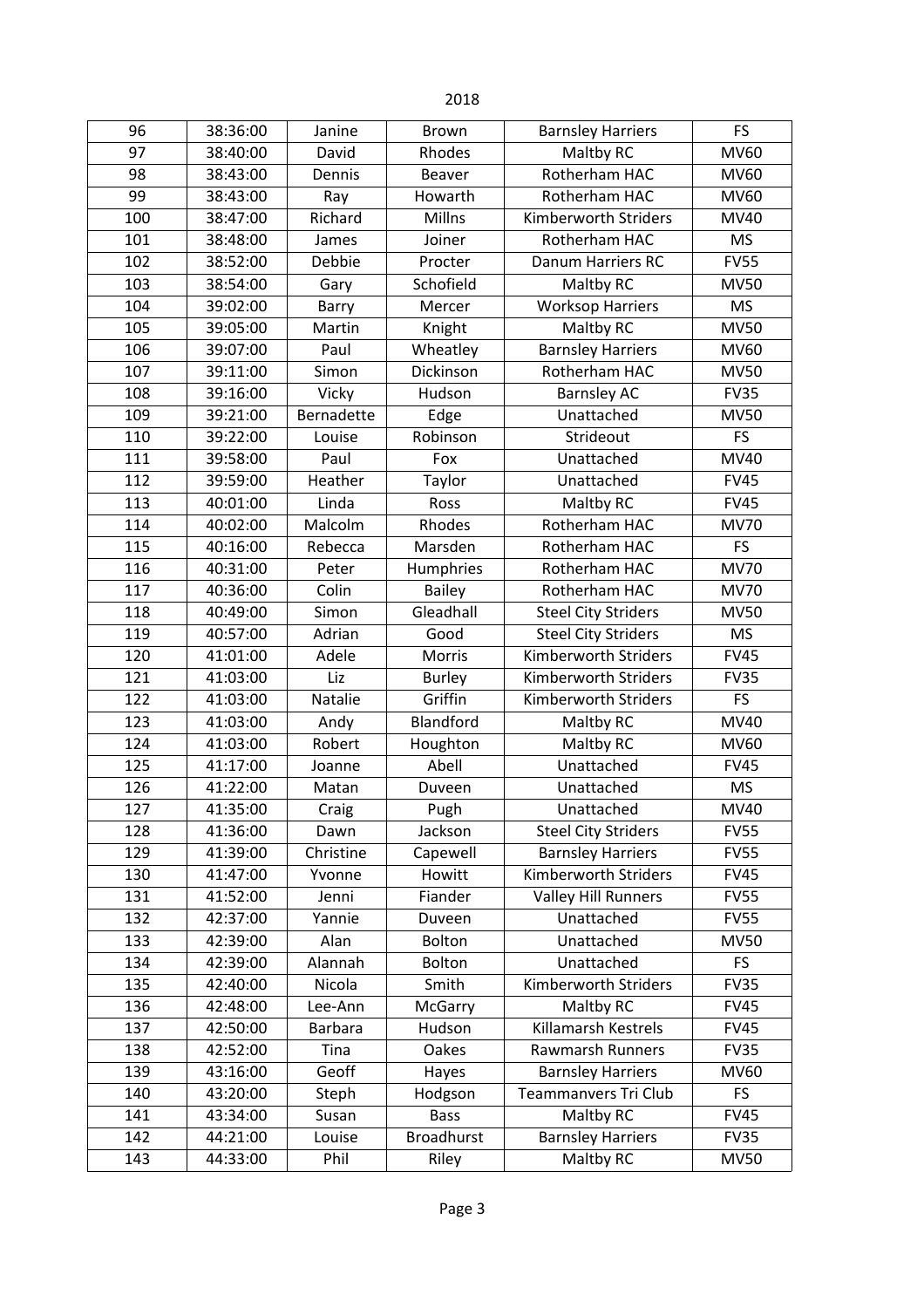2018

| 96 | 38:36:00 | Janine | Brown | Barnsley Harriers | FS |
|---|---|---|---|---|---|
| 97 | 38:40:00 | David | Rhodes | Maltby RC | MV60 |
| 98 | 38:43:00 | Dennis | Beaver | Rotherham HAC | MV60 |
| 99 | 38:43:00 | Ray | Howarth | Rotherham HAC | MV60 |
| 100 | 38:47:00 | Richard | Millns | Kimberworth Striders | MV40 |
| 101 | 38:48:00 | James | Joiner | Rotherham HAC | MS |
| 102 | 38:52:00 | Debbie | Procter | Danum Harriers RC | FV55 |
| 103 | 38:54:00 | Gary | Schofield | Maltby RC | MV50 |
| 104 | 39:02:00 | Barry | Mercer | Worksop Harriers | MS |
| 105 | 39:05:00 | Martin | Knight | Maltby RC | MV50 |
| 106 | 39:07:00 | Paul | Wheatley | Barnsley Harriers | MV60 |
| 107 | 39:11:00 | Simon | Dickinson | Rotherham HAC | MV50 |
| 108 | 39:16:00 | Vicky | Hudson | Barnsley AC | FV35 |
| 109 | 39:21:00 | Bernadette | Edge | Unattached | MV50 |
| 110 | 39:22:00 | Louise | Robinson | Strideout | FS |
| 111 | 39:58:00 | Paul | Fox | Unattached | MV40 |
| 112 | 39:59:00 | Heather | Taylor | Unattached | FV45 |
| 113 | 40:01:00 | Linda | Ross | Maltby RC | FV45 |
| 114 | 40:02:00 | Malcolm | Rhodes | Rotherham HAC | MV70 |
| 115 | 40:16:00 | Rebecca | Marsden | Rotherham HAC | FS |
| 116 | 40:31:00 | Peter | Humphries | Rotherham HAC | MV70 |
| 117 | 40:36:00 | Colin | Bailey | Rotherham HAC | MV70 |
| 118 | 40:49:00 | Simon | Gleadhall | Steel City Striders | MV50 |
| 119 | 40:57:00 | Adrian | Good | Steel City Striders | MS |
| 120 | 41:01:00 | Adele | Morris | Kimberworth Striders | FV45 |
| 121 | 41:03:00 | Liz | Burley | Kimberworth Striders | FV35 |
| 122 | 41:03:00 | Natalie | Griffin | Kimberworth Striders | FS |
| 123 | 41:03:00 | Andy | Blandford | Maltby RC | MV40 |
| 124 | 41:03:00 | Robert | Houghton | Maltby RC | MV60 |
| 125 | 41:17:00 | Joanne | Abell | Unattached | FV45 |
| 126 | 41:22:00 | Matan | Duveen | Unattached | MS |
| 127 | 41:35:00 | Craig | Pugh | Unattached | MV40 |
| 128 | 41:36:00 | Dawn | Jackson | Steel City Striders | FV55 |
| 129 | 41:39:00 | Christine | Capewell | Barnsley Harriers | FV55 |
| 130 | 41:47:00 | Yvonne | Howitt | Kimberworth Striders | FV45 |
| 131 | 41:52:00 | Jenni | Fiander | Valley Hill Runners | FV55 |
| 132 | 42:37:00 | Yannie | Duveen | Unattached | FV55 |
| 133 | 42:39:00 | Alan | Bolton | Unattached | MV50 |
| 134 | 42:39:00 | Alannah | Bolton | Unattached | FS |
| 135 | 42:40:00 | Nicola | Smith | Kimberworth Striders | FV35 |
| 136 | 42:48:00 | Lee-Ann | McGarry | Maltby RC | FV45 |
| 137 | 42:50:00 | Barbara | Hudson | Killamarsh Kestrels | FV45 |
| 138 | 42:52:00 | Tina | Oakes | Rawmarsh Runners | FV35 |
| 139 | 43:16:00 | Geoff | Hayes | Barnsley Harriers | MV60 |
| 140 | 43:20:00 | Steph | Hodgson | Teammanvers Tri Club | FS |
| 141 | 43:34:00 | Susan | Bass | Maltby RC | FV45 |
| 142 | 44:21:00 | Louise | Broadhurst | Barnsley Harriers | FV35 |
| 143 | 44:33:00 | Phil | Riley | Maltby RC | MV50 |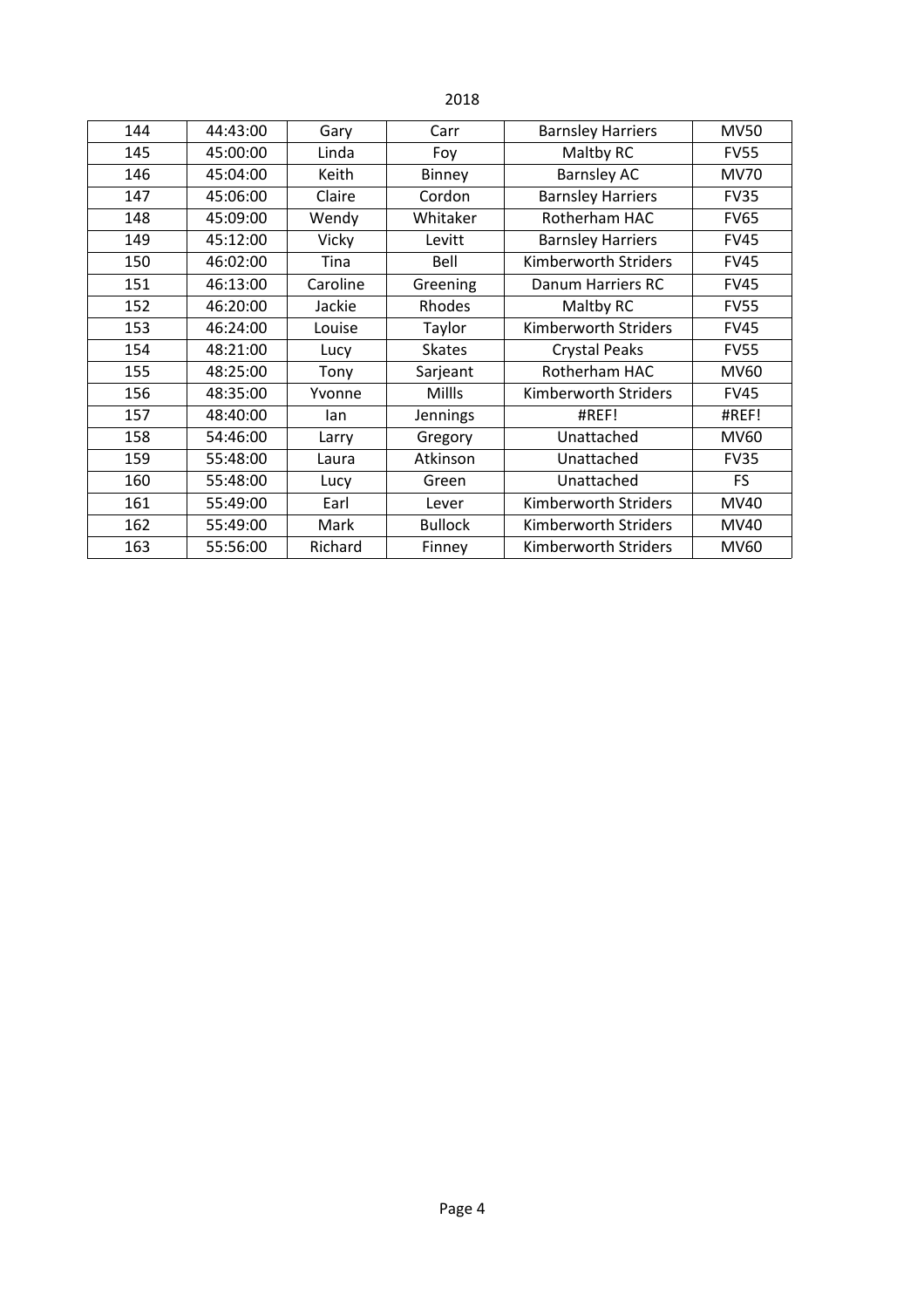2018

| 144 | 44:43:00 | Gary | Carr | Barnsley Harriers | MV50 |
|---|---|---|---|---|---|
| 145 | 45:00:00 | Linda | Foy | Maltby RC | FV55 |
| 146 | 45:04:00 | Keith | Binney | Barnsley AC | MV70 |
| 147 | 45:06:00 | Claire | Cordon | Barnsley Harriers | FV35 |
| 148 | 45:09:00 | Wendy | Whitaker | Rotherham HAC | FV65 |
| 149 | 45:12:00 | Vicky | Levitt | Barnsley Harriers | FV45 |
| 150 | 46:02:00 | Tina | Bell | Kimberworth Striders | FV45 |
| 151 | 46:13:00 | Caroline | Greening | Danum Harriers RC | FV45 |
| 152 | 46:20:00 | Jackie | Rhodes | Maltby RC | FV55 |
| 153 | 46:24:00 | Louise | Taylor | Kimberworth Striders | FV45 |
| 154 | 48:21:00 | Lucy | Skates | Crystal Peaks | FV55 |
| 155 | 48:25:00 | Tony | Sarjeant | Rotherham HAC | MV60 |
| 156 | 48:35:00 | Yvonne | Millls | Kimberworth Striders | FV45 |
| 157 | 48:40:00 | Ian | Jennings | #REF! | #REF! |
| 158 | 54:46:00 | Larry | Gregory | Unattached | MV60 |
| 159 | 55:48:00 | Laura | Atkinson | Unattached | FV35 |
| 160 | 55:48:00 | Lucy | Green | Unattached | FS |
| 161 | 55:49:00 | Earl | Lever | Kimberworth Striders | MV40 |
| 162 | 55:49:00 | Mark | Bullock | Kimberworth Striders | MV40 |
| 163 | 55:56:00 | Richard | Finney | Kimberworth Striders | MV60 |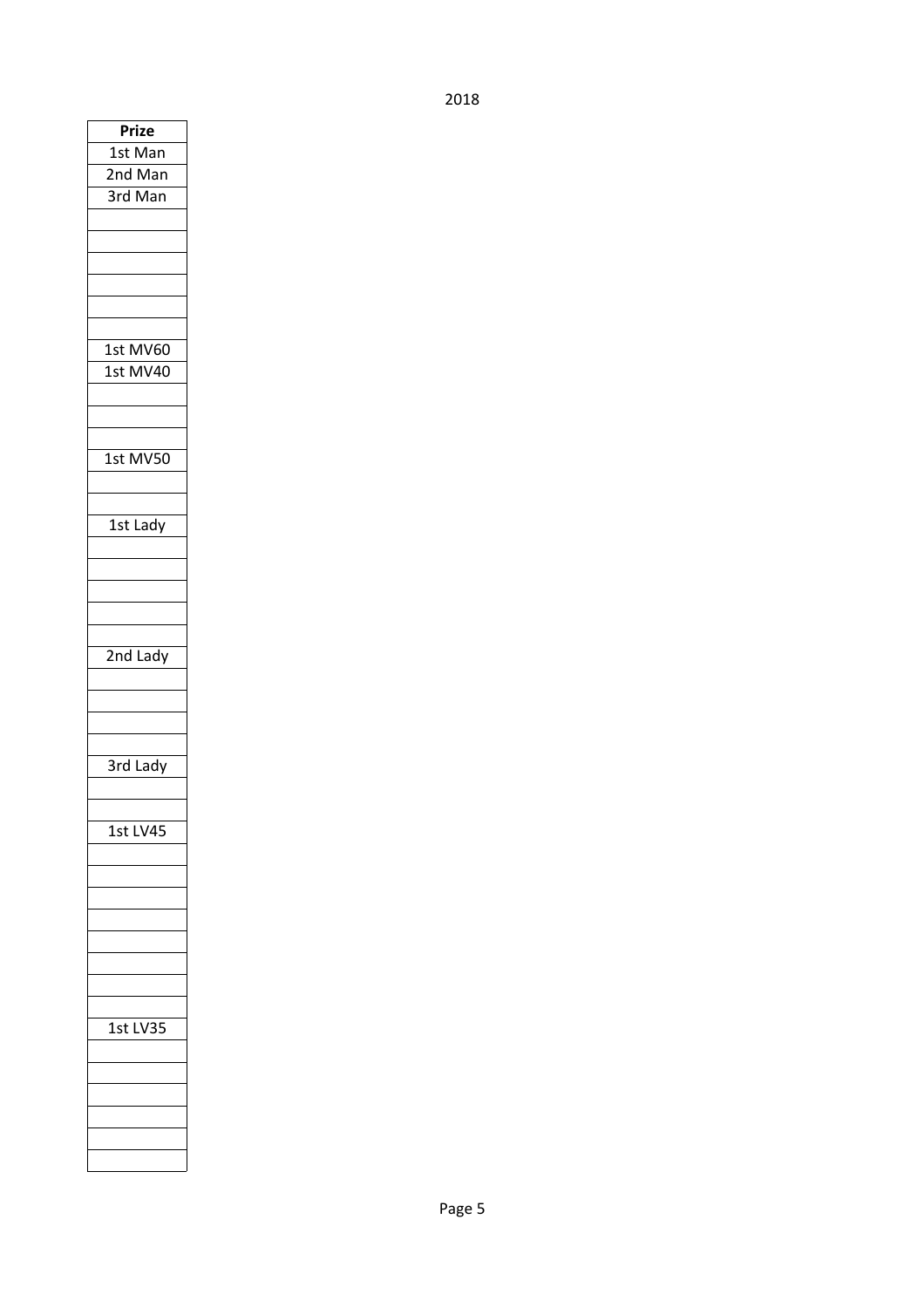| Prize |
| --- |
| 1st Man |
| 2nd Man |
| 3rd Man |
| |
| |
| |
| |
| |
| |
| 1st MV60 |
| 1st MV40 |
| |
| |
| |
| 1st MV50 |
| |
| |
| 1st Lady |
| |
| |
| |
| |
| |
| 2nd Lady |
| |
| |
| |
| |
| 3rd Lady |
| |
| |
| 1st LV45 |
| |
| |
| |
| |
| |
| |
| |
| |
| 1st LV35 |
| |
| |
| |
| |
| |
| |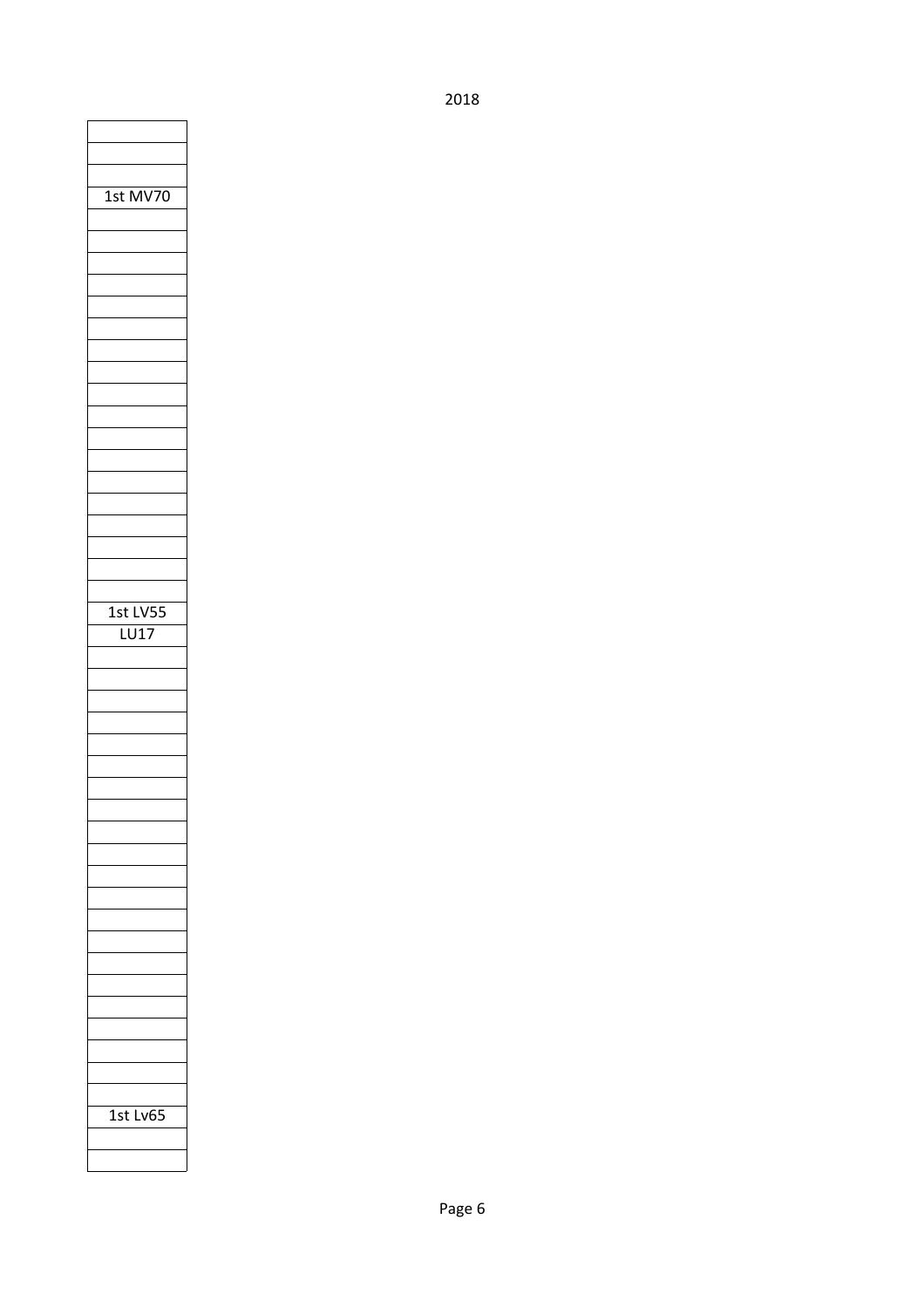| |
|---|
| |
| |
| 1st MV70 |
| |
| |
| |
| |
| |
| |
| |
| |
| |
| |
| |
| |
| |
| |
| |
| |
| |
| |
| 1st LV55 |
| LU17 |
| |
| |
| |
| |
| |
| |
| |
| |
| |
| |
| |
| |
| |
| |
| |
| |
| |
| |
| |
| |
| |
| 1st Lv65 |
| |
| |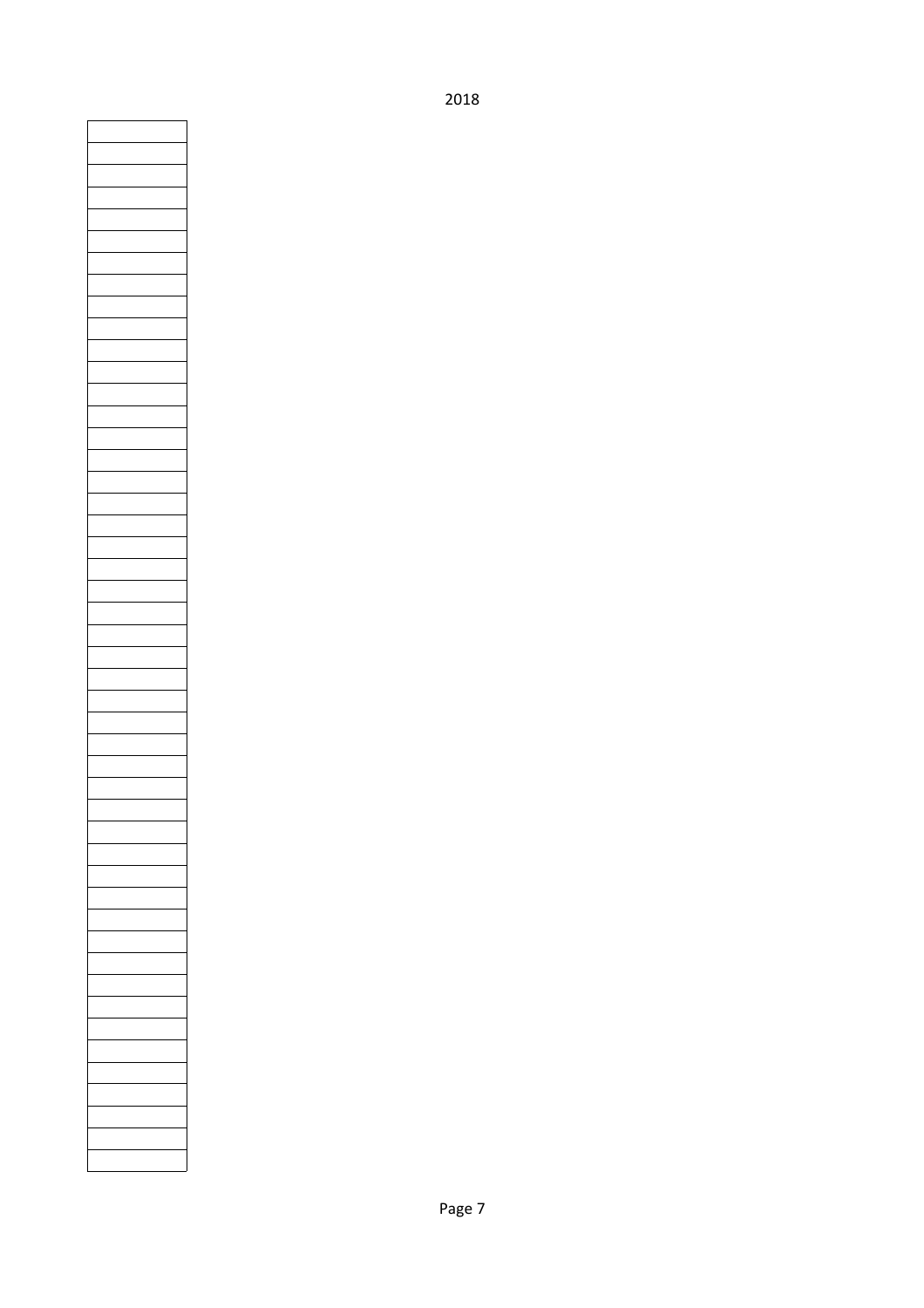2018

| |
|---|
| |
| |
| |
| |
| |
| |
| |
| |
| |
| |
| |
| |
| |
| |
| |
| |
| |
| |
| |
| |
| |
| |
| |
| |
| |
| |
| |
| |
| |
| |
| |
| |
| |
| |
| |
| |
| |
| |
| |
| |
| |
| |
| |
| |
| |
| |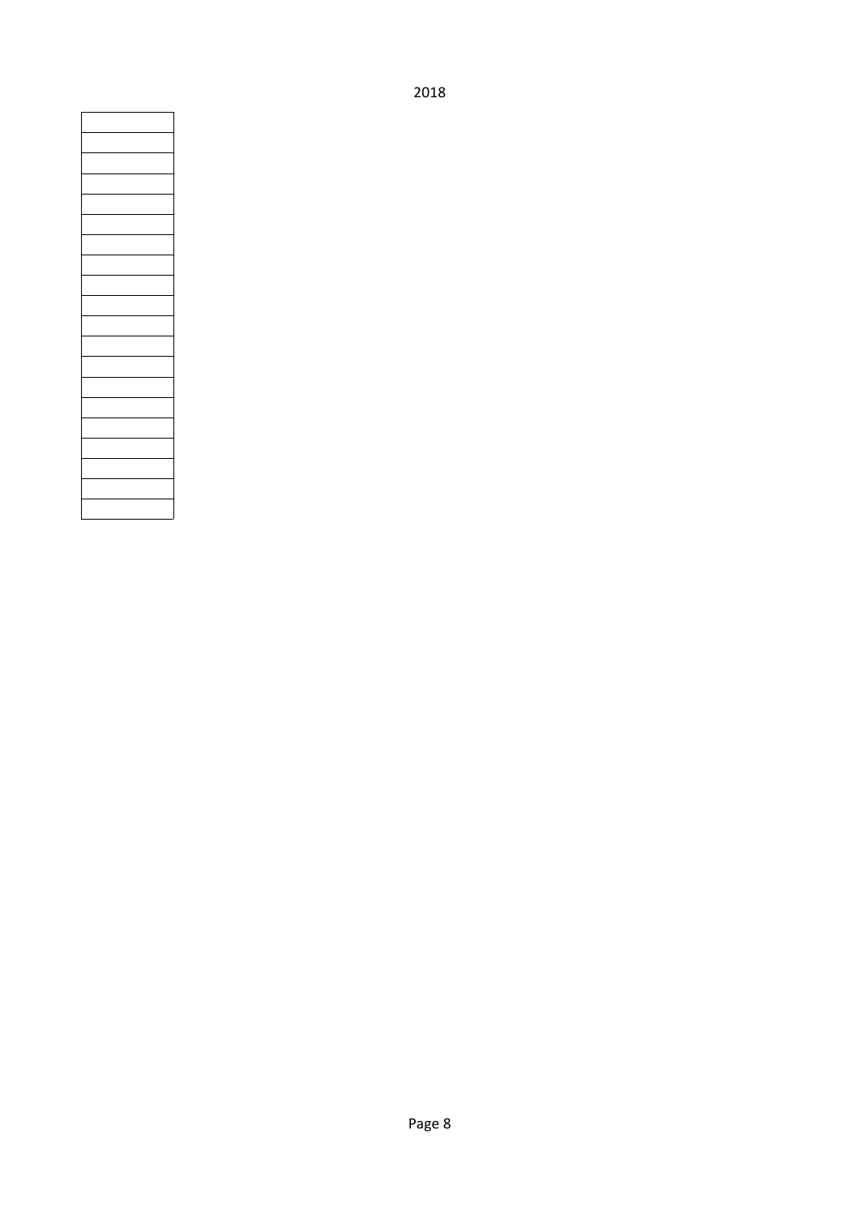2018

| |
|---|
| |
| |
| |
| |
| |
| |
| |
| |
| |
| |
| |
| |
| |
| |
| |
| |
| |
| |
| |
| |